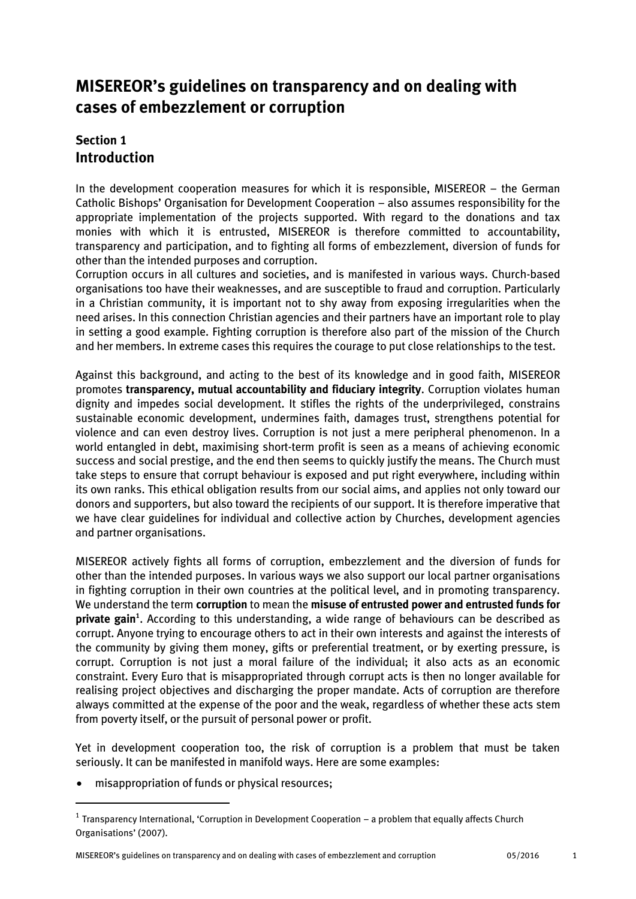# MISEREOR's guidelines on transparency and on dealing with cases of embezzlement or corruption

## Section 1
## Introduction

In the development cooperation measures for which it is responsible, MISEREOR – the German Catholic Bishops' Organisation for Development Cooperation – also assumes responsibility for the appropriate implementation of the projects supported. With regard to the donations and tax monies with which it is entrusted, MISEREOR is therefore committed to accountability, transparency and participation, and to fighting all forms of embezzlement, diversion of funds for other than the intended purposes and corruption.
Corruption occurs in all cultures and societies, and is manifested in various ways. Church-based organisations too have their weaknesses, and are susceptible to fraud and corruption. Particularly in a Christian community, it is important not to shy away from exposing irregularities when the need arises. In this connection Christian agencies and their partners have an important role to play in setting a good example. Fighting corruption is therefore also part of the mission of the Church and her members. In extreme cases this requires the courage to put close relationships to the test.

Against this background, and acting to the best of its knowledge and in good faith, MISEREOR promotes **transparency, mutual accountability and fiduciary integrity**. Corruption violates human dignity and impedes social development. It stifles the rights of the underprivileged, constrains sustainable economic development, undermines faith, damages trust, strengthens potential for violence and can even destroy lives. Corruption is not just a mere peripheral phenomenon. In a world entangled in debt, maximising short-term profit is seen as a means of achieving economic success and social prestige, and the end then seems to quickly justify the means. The Church must take steps to ensure that corrupt behaviour is exposed and put right everywhere, including within its own ranks. This ethical obligation results from our social aims, and applies not only toward our donors and supporters, but also toward the recipients of our support. It is therefore imperative that we have clear guidelines for individual and collective action by Churches, development agencies and partner organisations.

MISEREOR actively fights all forms of corruption, embezzlement and the diversion of funds for other than the intended purposes. In various ways we also support our local partner organisations in fighting corruption in their own countries at the political level, and in promoting transparency. We understand the term **corruption** to mean the **misuse of entrusted power and entrusted funds for private gain**[1]. According to this understanding, a wide range of behaviours can be described as corrupt. Anyone trying to encourage others to act in their own interests and against the interests of the community by giving them money, gifts or preferential treatment, or by exerting pressure, is corrupt. Corruption is not just a moral failure of the individual; it also acts as an economic constraint. Every Euro that is misappropriated through corrupt acts is then no longer available for realising project objectives and discharging the proper mandate. Acts of corruption are therefore always committed at the expense of the poor and the weak, regardless of whether these acts stem from poverty itself, or the pursuit of personal power or profit.

Yet in development cooperation too, the risk of corruption is a problem that must be taken seriously. It can be manifested in manifold ways. Here are some examples:

- misappropriation of funds or physical resources;

[1] Transparency International, 'Corruption in Development Cooperation – a problem that equally affects Church Organisations' (2007).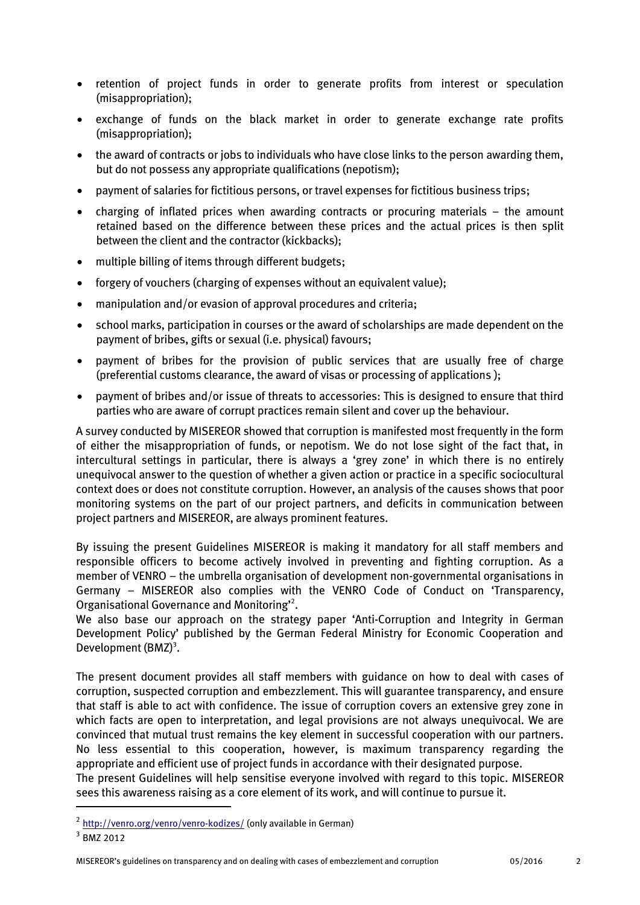- retention of project funds in order to generate profits from interest or speculation (misappropriation);
- exchange of funds on the black market in order to generate exchange rate profits (misappropriation);
- the award of contracts or jobs to individuals who have close links to the person awarding them, but do not possess any appropriate qualifications (nepotism);
- payment of salaries for fictitious persons, or travel expenses for fictitious business trips;
- charging of inflated prices when awarding contracts or procuring materials – the amount retained based on the difference between these prices and the actual prices is then split between the client and the contractor (kickbacks);
- multiple billing of items through different budgets;
- forgery of vouchers (charging of expenses without an equivalent value);
- manipulation and/or evasion of approval procedures and criteria;
- school marks, participation in courses or the award of scholarships are made dependent on the payment of bribes, gifts or sexual (i.e. physical) favours;
- payment of bribes for the provision of public services that are usually free of charge (preferential customs clearance, the award of visas or processing of applications );
- payment of bribes and/or issue of threats to accessories: This is designed to ensure that third parties who are aware of corrupt practices remain silent and cover up the behaviour.

A survey conducted by MISEREOR showed that corruption is manifested most frequently in the form of either the misappropriation of funds, or nepotism. We do not lose sight of the fact that, in intercultural settings in particular, there is always a 'grey zone' in which there is no entirely unequivocal answer to the question of whether a given action or practice in a specific sociocultural context does or does not constitute corruption. However, an analysis of the causes shows that poor monitoring systems on the part of our project partners, and deficits in communication between project partners and MISEREOR, are always prominent features.

By issuing the present Guidelines MISEREOR is making it mandatory for all staff members and responsible officers to become actively involved in preventing and fighting corruption. As a member of VENRO – the umbrella organisation of development non-governmental organisations in Germany – MISEREOR also complies with the VENRO Code of Conduct on 'Transparency, Organisational Governance and Monitoring'[2].
We also base our approach on the strategy paper 'Anti-Corruption and Integrity in German Development Policy' published by the German Federal Ministry for Economic Cooperation and Development (BMZ)[3].

The present document provides all staff members with guidance on how to deal with cases of corruption, suspected corruption and embezzlement. This will guarantee transparency, and ensure that staff is able to act with confidence. The issue of corruption covers an extensive grey zone in which facts are open to interpretation, and legal provisions are not always unequivocal. We are convinced that mutual trust remains the key element in successful cooperation with our partners. No less essential to this cooperation, however, is maximum transparency regarding the appropriate and efficient use of project funds in accordance with their designated purpose.
The present Guidelines will help sensitise everyone involved with regard to this topic. MISEREOR sees this awareness raising as a core element of its work, and will continue to pursue it.

[2] http://venro.org/venro/venro-kodizes/ (only available in German)

[3] BMZ 2012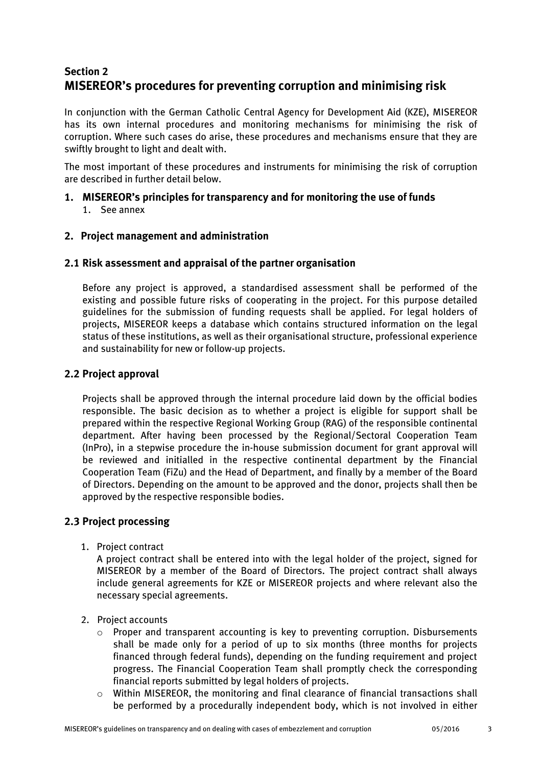## Section 2
# MISEREOR's procedures for preventing corruption and minimising risk

In conjunction with the German Catholic Central Agency for Development Aid (KZE), MISEREOR has its own internal procedures and monitoring mechanisms for minimising the risk of corruption. Where such cases do arise, these procedures and mechanisms ensure that they are swiftly brought to light and dealt with.

The most important of these procedures and instruments for minimising the risk of corruption are described in further detail below.

### 1. MISEREOR's principles for transparency and for monitoring the use of funds

1. See annex

### 2. Project management and administration

### 2.1 Risk assessment and appraisal of the partner organisation

Before any project is approved, a standardised assessment shall be performed of the existing and possible future risks of cooperating in the project. For this purpose detailed guidelines for the submission of funding requests shall be applied. For legal holders of projects, MISEREOR keeps a database which contains structured information on the legal status of these institutions, as well as their organisational structure, professional experience and sustainability for new or follow-up projects.

### 2.2 Project approval

Projects shall be approved through the internal procedure laid down by the official bodies responsible. The basic decision as to whether a project is eligible for support shall be prepared within the respective Regional Working Group (RAG) of the responsible continental department. After having been processed by the Regional/Sectoral Cooperation Team (InPro), in a stepwise procedure the in-house submission document for grant approval will be reviewed and initialled in the respective continental department by the Financial Cooperation Team (FiZu) and the Head of Department, and finally by a member of the Board of Directors. Depending on the amount to be approved and the donor, projects shall then be approved by the respective responsible bodies.

### 2.3 Project processing

1. Project contract

   A project contract shall be entered into with the legal holder of the project, signed for MISEREOR by a member of the Board of Directors. The project contract shall always include general agreements for KZE or MISEREOR projects and where relevant also the necessary special agreements.

2. Project accounts

   - Proper and transparent accounting is key to preventing corruption. Disbursements shall be made only for a period of up to six months (three months for projects financed through federal funds), depending on the funding requirement and project progress. The Financial Cooperation Team shall promptly check the corresponding financial reports submitted by legal holders of projects.
   - Within MISEREOR, the monitoring and final clearance of financial transactions shall be performed by a procedurally independent body, which is not involved in either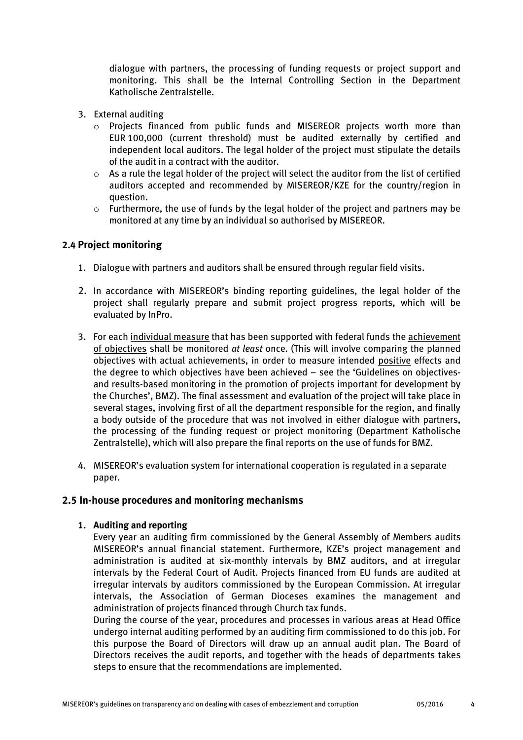dialogue with partners, the processing of funding requests or project support and monitoring. This shall be the Internal Controlling Section in the Department Katholische Zentralstelle.

3. External auditing
   - Projects financed from public funds and MISEREOR projects worth more than EUR 100,000 (current threshold) must be audited externally by certified and independent local auditors. The legal holder of the project must stipulate the details of the audit in a contract with the auditor.
   - As a rule the legal holder of the project will select the auditor from the list of certified auditors accepted and recommended by MISEREOR/KZE for the country/region in question.
   - Furthermore, the use of funds by the legal holder of the project and partners may be monitored at any time by an individual so authorised by MISEREOR.

### 2.4 Project monitoring

1. Dialogue with partners and auditors shall be ensured through regular field visits.
2. In accordance with MISEREOR's binding reporting guidelines, the legal holder of the project shall regularly prepare and submit project progress reports, which will be evaluated by InPro.
3. For each individual measure that has been supported with federal funds the achievement of objectives shall be monitored *at least* once. (This will involve comparing the planned objectives with actual achievements, in order to measure intended positive effects and the degree to which objectives have been achieved – see the 'Guidelines on objectives- and results-based monitoring in the promotion of projects important for development by the Churches', BMZ). The final assessment and evaluation of the project will take place in several stages, involving first of all the department responsible for the region, and finally a body outside of the procedure that was not involved in either dialogue with partners, the processing of the funding request or project monitoring (Department Katholische Zentralstelle), which will also prepare the final reports on the use of funds for BMZ.
4. MISEREOR's evaluation system for international cooperation is regulated in a separate paper.

### 2.5 In-house procedures and monitoring mechanisms

1. **Auditing and reporting**

   Every year an auditing firm commissioned by the General Assembly of Members audits MISEREOR's annual financial statement. Furthermore, KZE's project management and administration is audited at six-monthly intervals by BMZ auditors, and at irregular intervals by the Federal Court of Audit. Projects financed from EU funds are audited at irregular intervals by auditors commissioned by the European Commission. At irregular intervals, the Association of German Dioceses examines the management and administration of projects financed through Church tax funds.

   During the course of the year, procedures and processes in various areas at Head Office undergo internal auditing performed by an auditing firm commissioned to do this job. For this purpose the Board of Directors will draw up an annual audit plan. The Board of Directors receives the audit reports, and together with the heads of departments takes steps to ensure that the recommendations are implemented.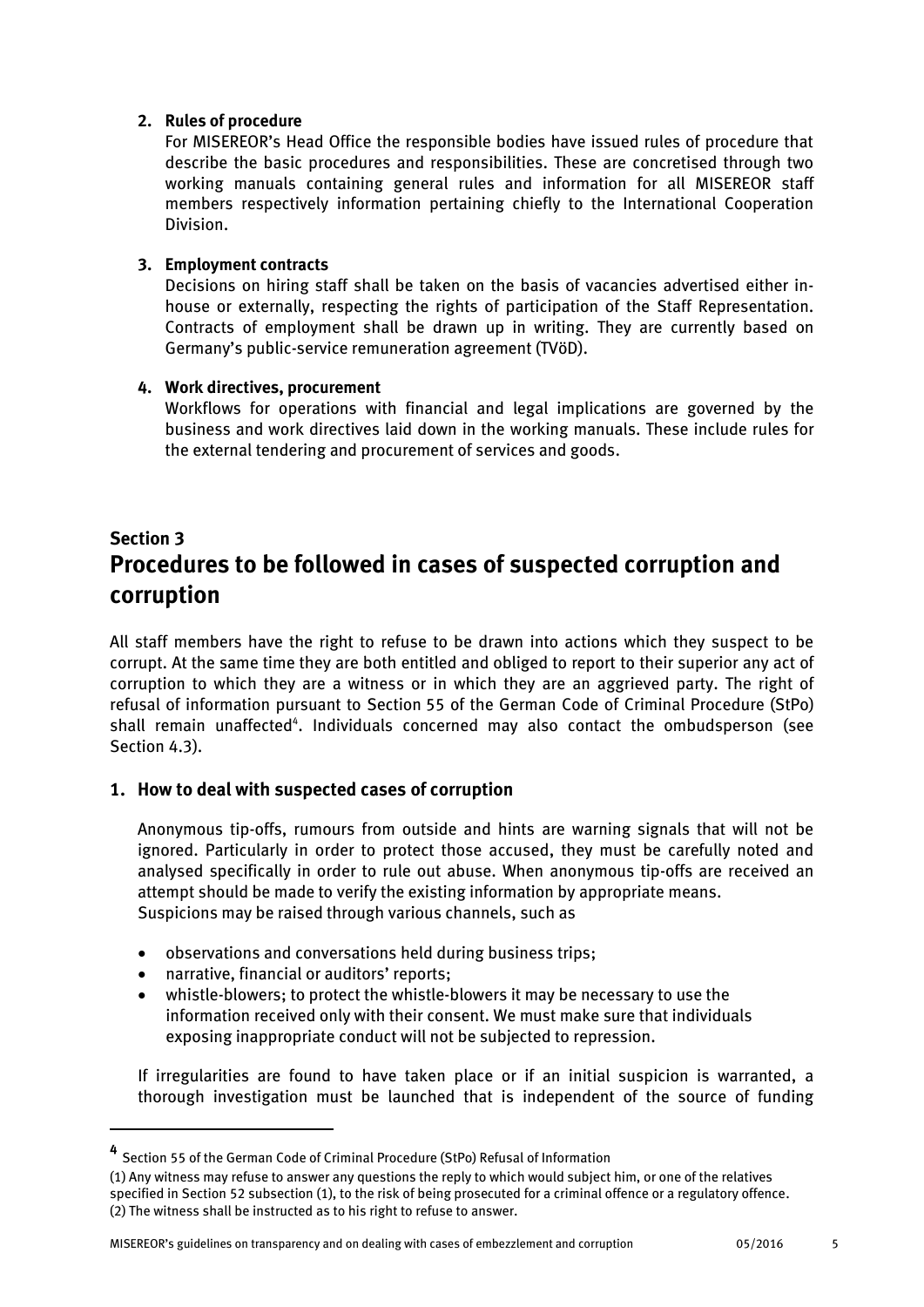2. **Rules of procedure**
   For MISEREOR's Head Office the responsible bodies have issued rules of procedure that describe the basic procedures and responsibilities. These are concretised through two working manuals containing general rules and information for all MISEREOR staff members respectively information pertaining chiefly to the International Cooperation Division.

3. **Employment contracts**
   Decisions on hiring staff shall be taken on the basis of vacancies advertised either in-house or externally, respecting the rights of participation of the Staff Representation. Contracts of employment shall be drawn up in writing. They are currently based on Germany's public-service remuneration agreement (TVöD).

4. **Work directives, procurement**
   Workflows for operations with financial and legal implications are governed by the business and work directives laid down in the working manuals. These include rules for the external tendering and procurement of services and goods.

## Section 3
# Procedures to be followed in cases of suspected corruption and corruption

All staff members have the right to refuse to be drawn into actions which they suspect to be corrupt. At the same time they are both entitled and obliged to report to their superior any act of corruption to which they are a witness or in which they are an aggrieved party. The right of refusal of information pursuant to Section 55 of the German Code of Criminal Procedure (StPo) shall remain unaffected[4]. Individuals concerned may also contact the ombudsperson (see Section 4.3).

### 1. How to deal with suspected cases of corruption

Anonymous tip-offs, rumours from outside and hints are warning signals that will not be ignored. Particularly in order to protect those accused, they must be carefully noted and analysed specifically in order to rule out abuse. When anonymous tip-offs are received an attempt should be made to verify the existing information by appropriate means.
Suspicions may be raised through various channels, such as

- observations and conversations held during business trips;
- narrative, financial or auditors' reports;
- whistle-blowers; to protect the whistle-blowers it may be necessary to use the information received only with their consent. We must make sure that individuals exposing inappropriate conduct will not be subjected to repression.

If irregularities are found to have taken place or if an initial suspicion is warranted, a thorough investigation must be launched that is independent of the source of funding

---

[4] Section 55 of the German Code of Criminal Procedure (StPo) Refusal of Information
(1) Any witness may refuse to answer any questions the reply to which would subject him, or one of the relatives specified in Section 52 subsection (1), to the risk of being prosecuted for a criminal offence or a regulatory offence.
(2) The witness shall be instructed as to his right to refuse to answer.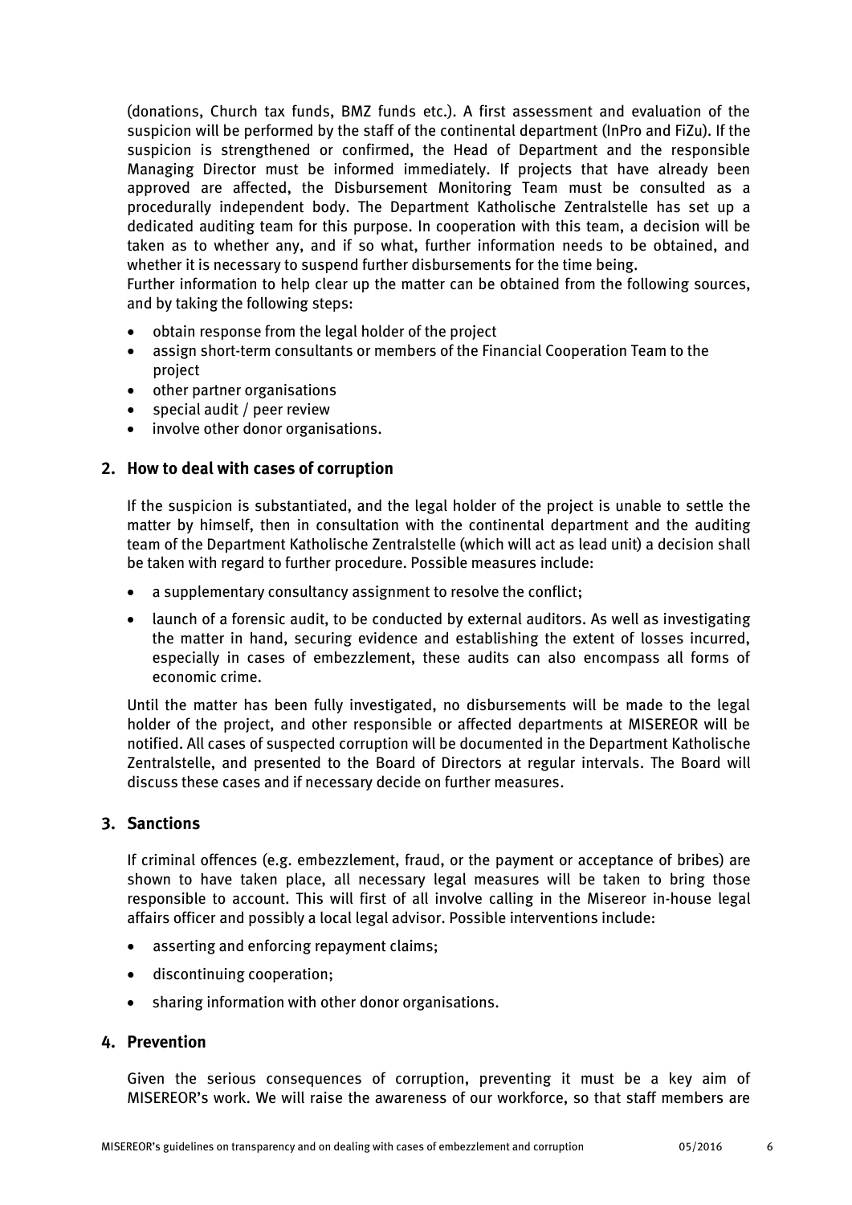(donations, Church tax funds, BMZ funds etc.). A first assessment and evaluation of the suspicion will be performed by the staff of the continental department (InPro and FiZu). If the suspicion is strengthened or confirmed, the Head of Department and the responsible Managing Director must be informed immediately. If projects that have already been approved are affected, the Disbursement Monitoring Team must be consulted as a procedurally independent body. The Department Katholische Zentralstelle has set up a dedicated auditing team for this purpose. In cooperation with this team, a decision will be taken as to whether any, and if so what, further information needs to be obtained, and whether it is necessary to suspend further disbursements for the time being.

Further information to help clear up the matter can be obtained from the following sources, and by taking the following steps:

- obtain response from the legal holder of the project
- assign short-term consultants or members of the Financial Cooperation Team to the project
- other partner organisations
- special audit / peer review
- involve other donor organisations.

## 2. How to deal with cases of corruption

If the suspicion is substantiated, and the legal holder of the project is unable to settle the matter by himself, then in consultation with the continental department and the auditing team of the Department Katholische Zentralstelle (which will act as lead unit) a decision shall be taken with regard to further procedure. Possible measures include:

- a supplementary consultancy assignment to resolve the conflict;
- launch of a forensic audit, to be conducted by external auditors. As well as investigating the matter in hand, securing evidence and establishing the extent of losses incurred, especially in cases of embezzlement, these audits can also encompass all forms of economic crime.

Until the matter has been fully investigated, no disbursements will be made to the legal holder of the project, and other responsible or affected departments at MISEREOR will be notified. All cases of suspected corruption will be documented in the Department Katholische Zentralstelle, and presented to the Board of Directors at regular intervals. The Board will discuss these cases and if necessary decide on further measures.

## 3. Sanctions

If criminal offences (e.g. embezzlement, fraud, or the payment or acceptance of bribes) are shown to have taken place, all necessary legal measures will be taken to bring those responsible to account. This will first of all involve calling in the Misereor in-house legal affairs officer and possibly a local legal advisor. Possible interventions include:

- asserting and enforcing repayment claims;
- discontinuing cooperation;
- sharing information with other donor organisations.

## 4. Prevention

Given the serious consequences of corruption, preventing it must be a key aim of MISEREOR's work. We will raise the awareness of our workforce, so that staff members are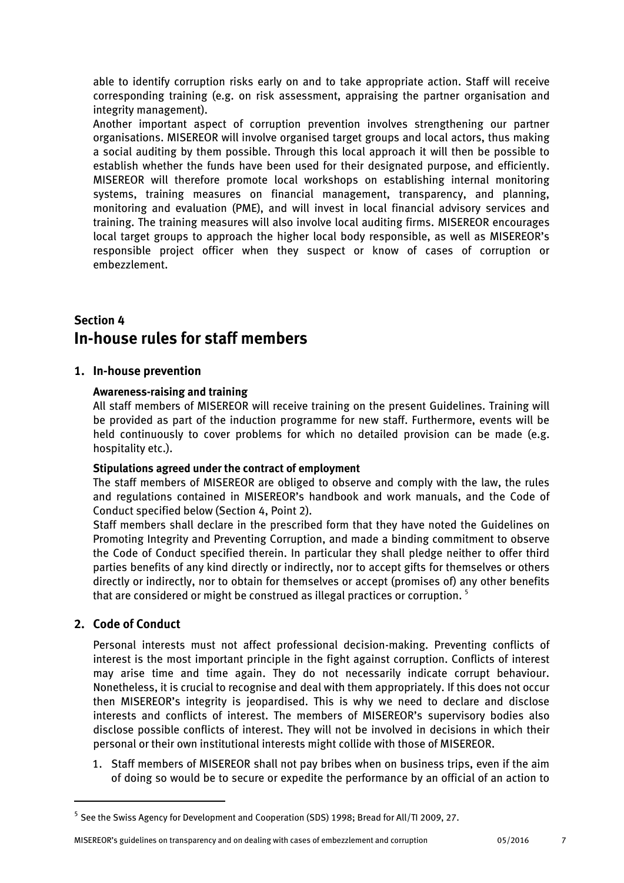able to identify corruption risks early on and to take appropriate action. Staff will receive corresponding training (e.g. on risk assessment, appraising the partner organisation and integrity management).

Another important aspect of corruption prevention involves strengthening our partner organisations. MISEREOR will involve organised target groups and local actors, thus making a social auditing by them possible. Through this local approach it will then be possible to establish whether the funds have been used for their designated purpose, and efficiently. MISEREOR will therefore promote local workshops on establishing internal monitoring systems, training measures on financial management, transparency, and planning, monitoring and evaluation (PME), and will invest in local financial advisory services and training. The training measures will also involve local auditing firms. MISEREOR encourages local target groups to approach the higher local body responsible, as well as MISEREOR's responsible project officer when they suspect or know of cases of corruption or embezzlement.

# Section 4
# In-house rules for staff members

## 1. In-house prevention

### Awareness-raising and training

All staff members of MISEREOR will receive training on the present Guidelines. Training will be provided as part of the induction programme for new staff. Furthermore, events will be held continuously to cover problems for which no detailed provision can be made (e.g. hospitality etc.).

### Stipulations agreed under the contract of employment

The staff members of MISEREOR are obliged to observe and comply with the law, the rules and regulations contained in MISEREOR's handbook and work manuals, and the Code of Conduct specified below (Section 4, Point 2).

Staff members shall declare in the prescribed form that they have noted the Guidelines on Promoting Integrity and Preventing Corruption, and made a binding commitment to observe the Code of Conduct specified therein. In particular they shall pledge neither to offer third parties benefits of any kind directly or indirectly, nor to accept gifts for themselves or others directly or indirectly, nor to obtain for themselves or accept (promises of) any other benefits that are considered or might be construed as illegal practices or corruption. [5]

## 2. Code of Conduct

Personal interests must not affect professional decision-making. Preventing conflicts of interest is the most important principle in the fight against corruption. Conflicts of interest may arise time and time again. They do not necessarily indicate corrupt behaviour. Nonetheless, it is crucial to recognise and deal with them appropriately. If this does not occur then MISEREOR's integrity is jeopardised. This is why we need to declare and disclose interests and conflicts of interest. The members of MISEREOR's supervisory bodies also disclose possible conflicts of interest. They will not be involved in decisions in which their personal or their own institutional interests might collide with those of MISEREOR.

1. Staff members of MISEREOR shall not pay bribes when on business trips, even if the aim of doing so would be to secure or expedite the performance by an official of an action to

---

[5] See the Swiss Agency for Development and Cooperation (SDS) 1998; Bread for All/TI 2009, 27.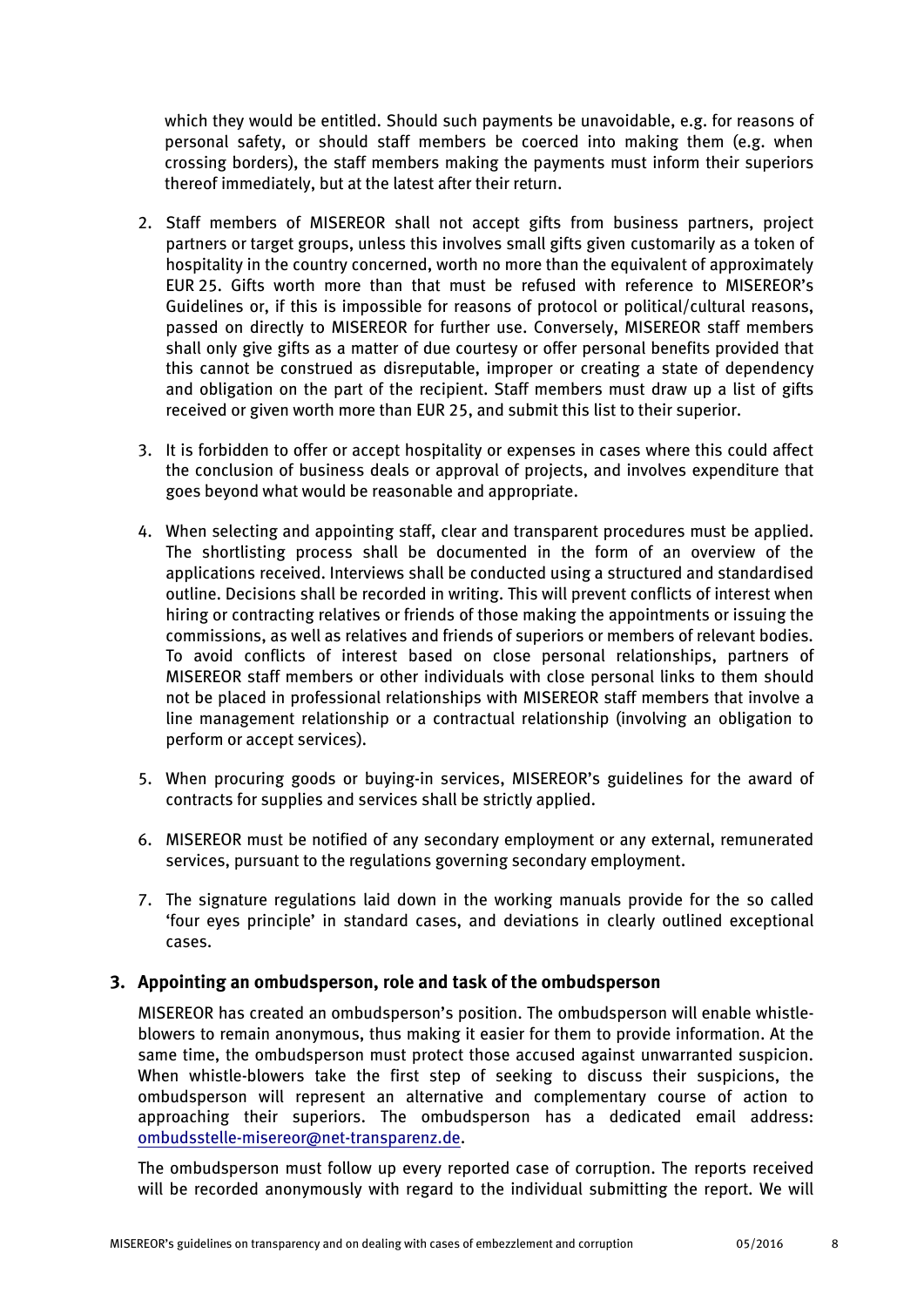which they would be entitled. Should such payments be unavoidable, e.g. for reasons of personal safety, or should staff members be coerced into making them (e.g. when crossing borders), the staff members making the payments must inform their superiors thereof immediately, but at the latest after their return.

2. Staff members of MISEREOR shall not accept gifts from business partners, project partners or target groups, unless this involves small gifts given customarily as a token of hospitality in the country concerned, worth no more than the equivalent of approximately EUR 25. Gifts worth more than that must be refused with reference to MISEREOR's Guidelines or, if this is impossible for reasons of protocol or political/cultural reasons, passed on directly to MISEREOR for further use. Conversely, MISEREOR staff members shall only give gifts as a matter of due courtesy or offer personal benefits provided that this cannot be construed as disreputable, improper or creating a state of dependency and obligation on the part of the recipient. Staff members must draw up a list of gifts received or given worth more than EUR 25, and submit this list to their superior.

3. It is forbidden to offer or accept hospitality or expenses in cases where this could affect the conclusion of business deals or approval of projects, and involves expenditure that goes beyond what would be reasonable and appropriate.

4. When selecting and appointing staff, clear and transparent procedures must be applied. The shortlisting process shall be documented in the form of an overview of the applications received. Interviews shall be conducted using a structured and standardised outline. Decisions shall be recorded in writing. This will prevent conflicts of interest when hiring or contracting relatives or friends of those making the appointments or issuing the commissions, as well as relatives and friends of superiors or members of relevant bodies. To avoid conflicts of interest based on close personal relationships, partners of MISEREOR staff members or other individuals with close personal links to them should not be placed in professional relationships with MISEREOR staff members that involve a line management relationship or a contractual relationship (involving an obligation to perform or accept services).

5. When procuring goods or buying-in services, MISEREOR's guidelines for the award of contracts for supplies and services shall be strictly applied.

6. MISEREOR must be notified of any secondary employment or any external, remunerated services, pursuant to the regulations governing secondary employment.

7. The signature regulations laid down in the working manuals provide for the so called 'four eyes principle' in standard cases, and deviations in clearly outlined exceptional cases.

## 3. Appointing an ombudsperson, role and task of the ombudsperson

MISEREOR has created an ombudsperson's position. The ombudsperson will enable whistle-blowers to remain anonymous, thus making it easier for them to provide information. At the same time, the ombudsperson must protect those accused against unwarranted suspicion. When whistle-blowers take the first step of seeking to discuss their suspicions, the ombudsperson will represent an alternative and complementary course of action to approaching their superiors. The ombudsperson has a dedicated email address: ombudsstelle-misereor@net-transparenz.de.

The ombudsperson must follow up every reported case of corruption. The reports received will be recorded anonymously with regard to the individual submitting the report. We will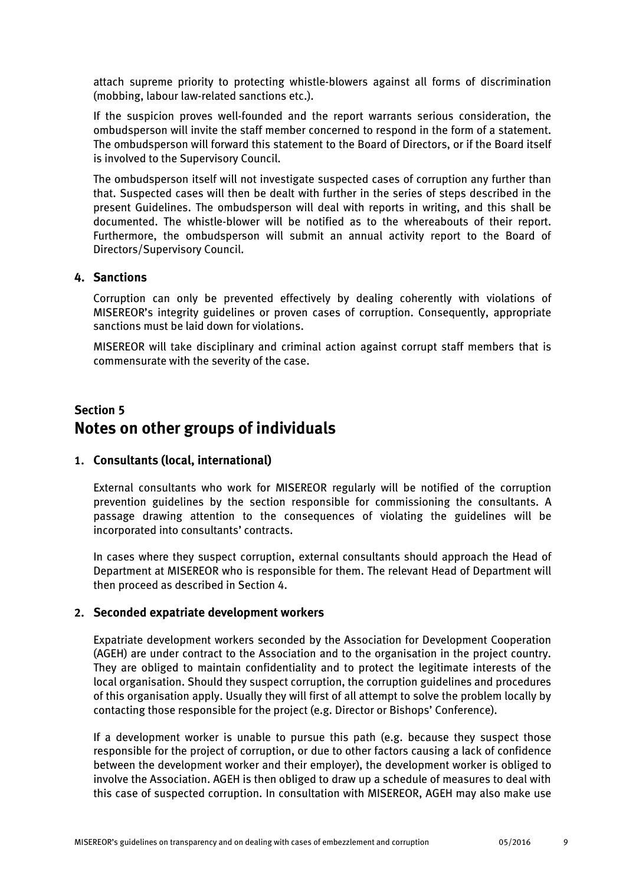attach supreme priority to protecting whistle-blowers against all forms of discrimination (mobbing, labour law-related sanctions etc.).

If the suspicion proves well-founded and the report warrants serious consideration, the ombudsperson will invite the staff member concerned to respond in the form of a statement. The ombudsperson will forward this statement to the Board of Directors, or if the Board itself is involved to the Supervisory Council.

The ombudsperson itself will not investigate suspected cases of corruption any further than that. Suspected cases will then be dealt with further in the series of steps described in the present Guidelines. The ombudsperson will deal with reports in writing, and this shall be documented. The whistle-blower will be notified as to the whereabouts of their report. Furthermore, the ombudsperson will submit an annual activity report to the Board of Directors/Supervisory Council.

### 4. Sanctions

Corruption can only be prevented effectively by dealing coherently with violations of MISEREOR's integrity guidelines or proven cases of corruption. Consequently, appropriate sanctions must be laid down for violations.

MISEREOR will take disciplinary and criminal action against corrupt staff members that is commensurate with the severity of the case.

## Section 5
# Notes on other groups of individuals

### 1. Consultants (local, international)

External consultants who work for MISEREOR regularly will be notified of the corruption prevention guidelines by the section responsible for commissioning the consultants. A passage drawing attention to the consequences of violating the guidelines will be incorporated into consultants' contracts.

In cases where they suspect corruption, external consultants should approach the Head of Department at MISEREOR who is responsible for them. The relevant Head of Department will then proceed as described in Section 4.

### 2. Seconded expatriate development workers

Expatriate development workers seconded by the Association for Development Cooperation (AGEH) are under contract to the Association and to the organisation in the project country. They are obliged to maintain confidentiality and to protect the legitimate interests of the local organisation. Should they suspect corruption, the corruption guidelines and procedures of this organisation apply. Usually they will first of all attempt to solve the problem locally by contacting those responsible for the project (e.g. Director or Bishops' Conference).

If a development worker is unable to pursue this path (e.g. because they suspect those responsible for the project of corruption, or due to other factors causing a lack of confidence between the development worker and their employer), the development worker is obliged to involve the Association. AGEH is then obliged to draw up a schedule of measures to deal with this case of suspected corruption. In consultation with MISEREOR, AGEH may also make use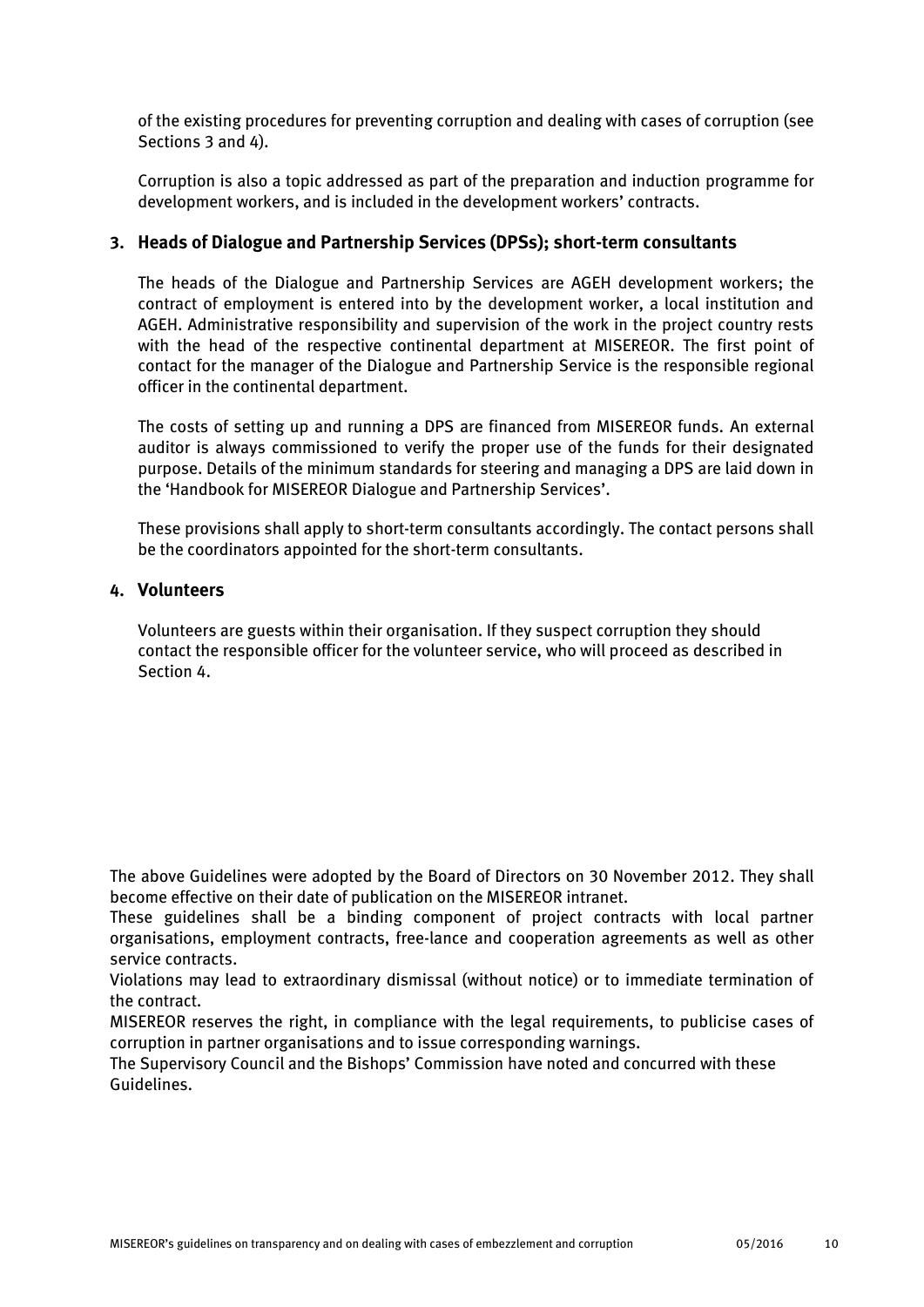of the existing procedures for preventing corruption and dealing with cases of corruption (see Sections 3 and 4).

Corruption is also a topic addressed as part of the preparation and induction programme for development workers, and is included in the development workers' contracts.

### 3. Heads of Dialogue and Partnership Services (DPSs); short-term consultants

The heads of the Dialogue and Partnership Services are AGEH development workers; the contract of employment is entered into by the development worker, a local institution and AGEH. Administrative responsibility and supervision of the work in the project country rests with the head of the respective continental department at MISEREOR. The first point of contact for the manager of the Dialogue and Partnership Service is the responsible regional officer in the continental department.

The costs of setting up and running a DPS are financed from MISEREOR funds. An external auditor is always commissioned to verify the proper use of the funds for their designated purpose. Details of the minimum standards for steering and managing a DPS are laid down in the 'Handbook for MISEREOR Dialogue and Partnership Services'.

These provisions shall apply to short-term consultants accordingly. The contact persons shall be the coordinators appointed for the short-term consultants.

### 4. Volunteers

Volunteers are guests within their organisation. If they suspect corruption they should contact the responsible officer for the volunteer service, who will proceed as described in Section 4.

The above Guidelines were adopted by the Board of Directors on 30 November 2012. They shall become effective on their date of publication on the MISEREOR intranet.

These guidelines shall be a binding component of project contracts with local partner organisations, employment contracts, free-lance and cooperation agreements as well as other service contracts.

Violations may lead to extraordinary dismissal (without notice) or to immediate termination of the contract.

MISEREOR reserves the right, in compliance with the legal requirements, to publicise cases of corruption in partner organisations and to issue corresponding warnings.

The Supervisory Council and the Bishops' Commission have noted and concurred with these Guidelines.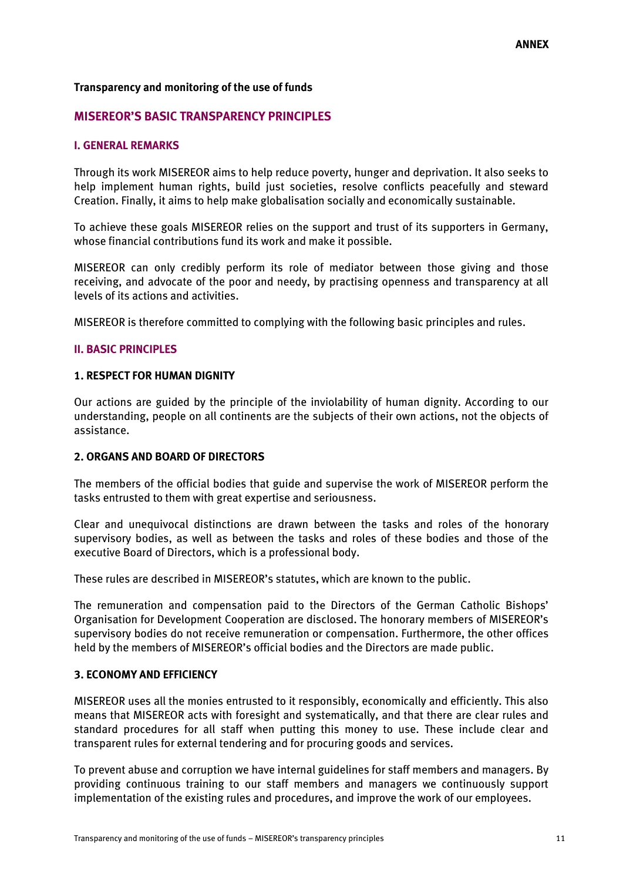**Transparency and monitoring of the use of funds**

## MISEREOR'S BASIC TRANSPARENCY PRINCIPLES

### I. GENERAL REMARKS

Through its work MISEREOR aims to help reduce poverty, hunger and deprivation. It also seeks to help implement human rights, build just societies, resolve conflicts peacefully and steward Creation. Finally, it aims to help make globalisation socially and economically sustainable.

To achieve these goals MISEREOR relies on the support and trust of its supporters in Germany, whose financial contributions fund its work and make it possible.

MISEREOR can only credibly perform its role of mediator between those giving and those receiving, and advocate of the poor and needy, by practising openness and transparency at all levels of its actions and activities.

MISEREOR is therefore committed to complying with the following basic principles and rules.

### II. BASIC PRINCIPLES

#### 1. RESPECT FOR HUMAN DIGNITY

Our actions are guided by the principle of the inviolability of human dignity. According to our understanding, people on all continents are the subjects of their own actions, not the objects of assistance.

#### 2. ORGANS AND BOARD OF DIRECTORS

The members of the official bodies that guide and supervise the work of MISEREOR perform the tasks entrusted to them with great expertise and seriousness.

Clear and unequivocal distinctions are drawn between the tasks and roles of the honorary supervisory bodies, as well as between the tasks and roles of these bodies and those of the executive Board of Directors, which is a professional body.

These rules are described in MISEREOR's statutes, which are known to the public.

The remuneration and compensation paid to the Directors of the German Catholic Bishops' Organisation for Development Cooperation are disclosed. The honorary members of MISEREOR's supervisory bodies do not receive remuneration or compensation. Furthermore, the other offices held by the members of MISEREOR's official bodies and the Directors are made public.

#### 3. ECONOMY AND EFFICIENCY

MISEREOR uses all the monies entrusted to it responsibly, economically and efficiently. This also means that MISEREOR acts with foresight and systematically, and that there are clear rules and standard procedures for all staff when putting this money to use. These include clear and transparent rules for external tendering and for procuring goods and services.

To prevent abuse and corruption we have internal guidelines for staff members and managers. By providing continuous training to our staff members and managers we continuously support implementation of the existing rules and procedures, and improve the work of our employees.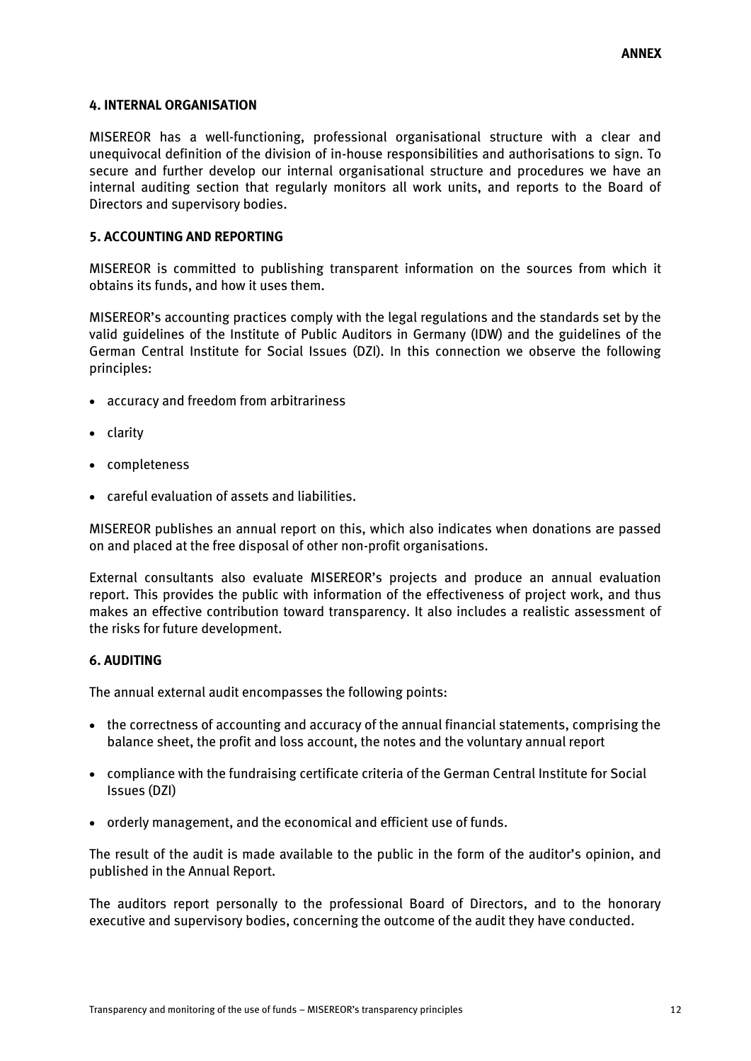## 4. INTERNAL ORGANISATION

MISEREOR has a well-functioning, professional organisational structure with a clear and unequivocal definition of the division of in-house responsibilities and authorisations to sign. To secure and further develop our internal organisational structure and procedures we have an internal auditing section that regularly monitors all work units, and reports to the Board of Directors and supervisory bodies.

## 5. ACCOUNTING AND REPORTING

MISEREOR is committed to publishing transparent information on the sources from which it obtains its funds, and how it uses them.

MISEREOR's accounting practices comply with the legal regulations and the standards set by the valid guidelines of the Institute of Public Auditors in Germany (IDW) and the guidelines of the German Central Institute for Social Issues (DZI). In this connection we observe the following principles:

- accuracy and freedom from arbitrariness
- clarity
- completeness
- careful evaluation of assets and liabilities.

MISEREOR publishes an annual report on this, which also indicates when donations are passed on and placed at the free disposal of other non-profit organisations.

External consultants also evaluate MISEREOR's projects and produce an annual evaluation report. This provides the public with information of the effectiveness of project work, and thus makes an effective contribution toward transparency. It also includes a realistic assessment of the risks for future development.

## 6. AUDITING

The annual external audit encompasses the following points:

- the correctness of accounting and accuracy of the annual financial statements, comprising the balance sheet, the profit and loss account, the notes and the voluntary annual report
- compliance with the fundraising certificate criteria of the German Central Institute for Social Issues (DZI)
- orderly management, and the economical and efficient use of funds.

The result of the audit is made available to the public in the form of the auditor's opinion, and published in the Annual Report.

The auditors report personally to the professional Board of Directors, and to the honorary executive and supervisory bodies, concerning the outcome of the audit they have conducted.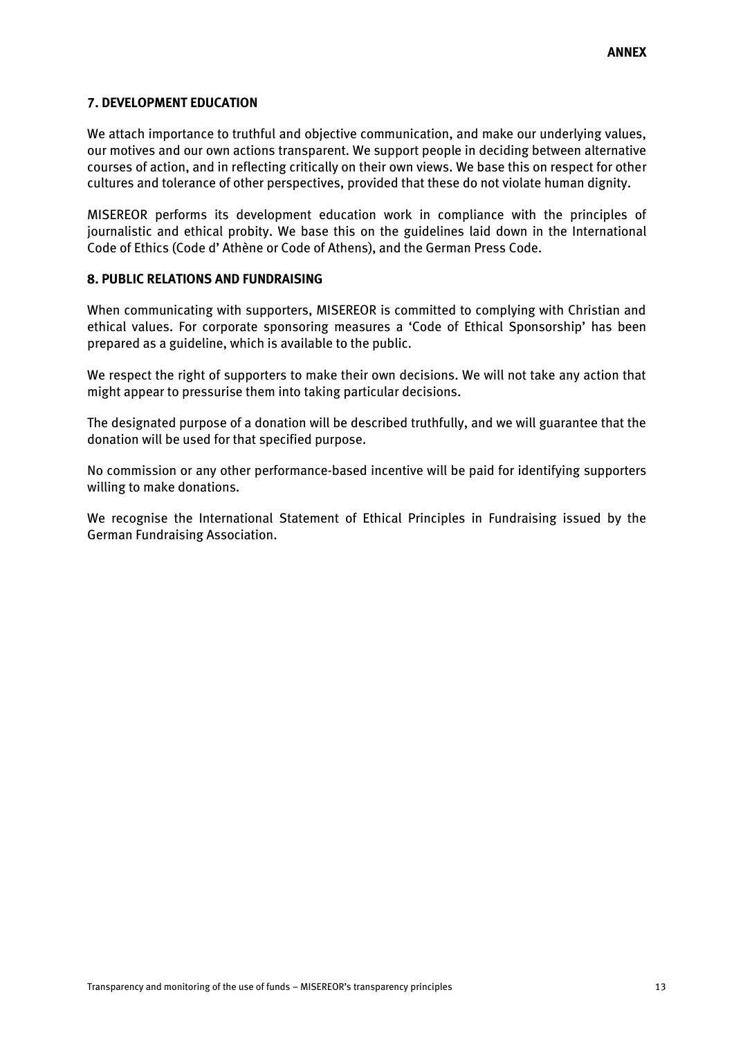## 7. DEVELOPMENT EDUCATION

We attach importance to truthful and objective communication, and make our underlying values, our motives and our own actions transparent. We support people in deciding between alternative courses of action, and in reflecting critically on their own views. We base this on respect for other cultures and tolerance of other perspectives, provided that these do not violate human dignity.

MISEREOR performs its development education work in compliance with the principles of journalistic and ethical probity. We base this on the guidelines laid down in the International Code of Ethics (Code d' Athène or Code of Athens), and the German Press Code.

## 8. PUBLIC RELATIONS AND FUNDRAISING

When communicating with supporters, MISEREOR is committed to complying with Christian and ethical values. For corporate sponsoring measures a 'Code of Ethical Sponsorship' has been prepared as a guideline, which is available to the public.

We respect the right of supporters to make their own decisions. We will not take any action that might appear to pressurise them into taking particular decisions.

The designated purpose of a donation will be described truthfully, and we will guarantee that the donation will be used for that specified purpose.

No commission or any other performance-based incentive will be paid for identifying supporters willing to make donations.

We recognise the International Statement of Ethical Principles in Fundraising issued by the German Fundraising Association.